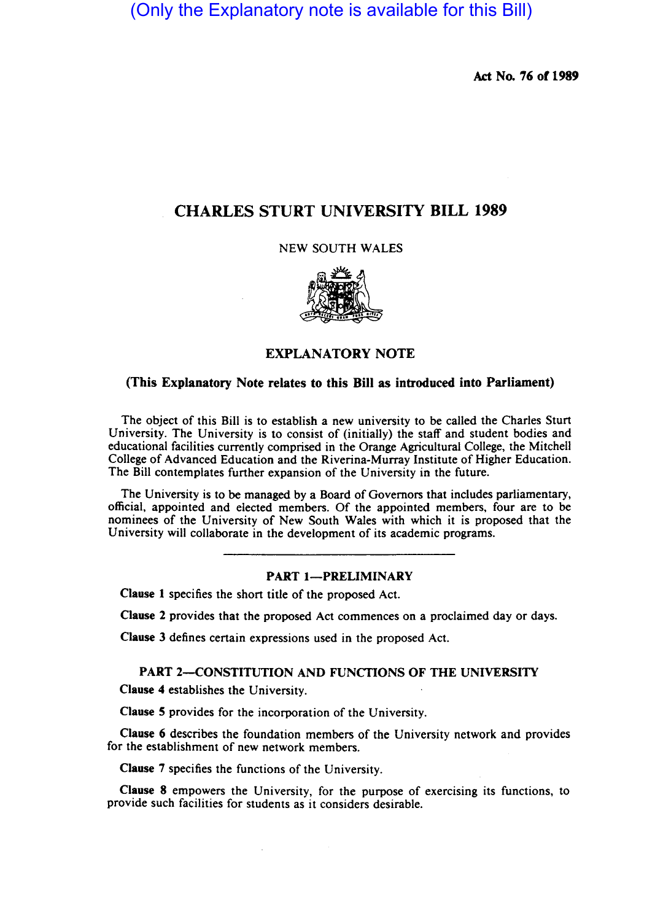(Only the Explanatory note is available for this Bill)

**Act No. 76 of 1989**

# CHARLES STURT UNIVERSITY BILL 1989

NEW SOUTH WALES

## EXPLANATORY NOTE

**(This Explanatory Note relates to this Bill as introduced into Parliament)**

The object of this Bill is to establish a new university to be called the Charles Sturt University. The University is to consist of (initially) the staff and student bodies and educational facilities currently comprised in the Orange Agricultural College, the Mitchell College of Advanced Education and the Riverina-Murray Institute of Higher Education. The Bill contemplates further expansion of the University in the future.

The University is to be managed by a Board of Governors that includes parliamentary, official, appointed and elected members. Of the appointed members, four are to be nominees of the University of New South Wales with which it is proposed that the University will collaborate in the development of its academic programs.

---

### PART 1—PRELIMINARY

**Clause 1** specifies the short title of the proposed Act.

**Clause 2** provides that the proposed Act commences on a proclaimed day or days.

**Clause 3** defines certain expressions used in the proposed Act.

### PART 2—CONSTITUTION AND FUNCTIONS OF THE UNIVERSITY

**Clause 4** establishes the University.

**Clause 5** provides for the incorporation of the University.

**Clause 6** describes the foundation members of the University network and provides for the establishment of new network members.

**Clause 7** specifies the functions of the University.

**Clause 8** empowers the University, for the purpose of exercising its functions, to provide such facilities for students as it considers desirable.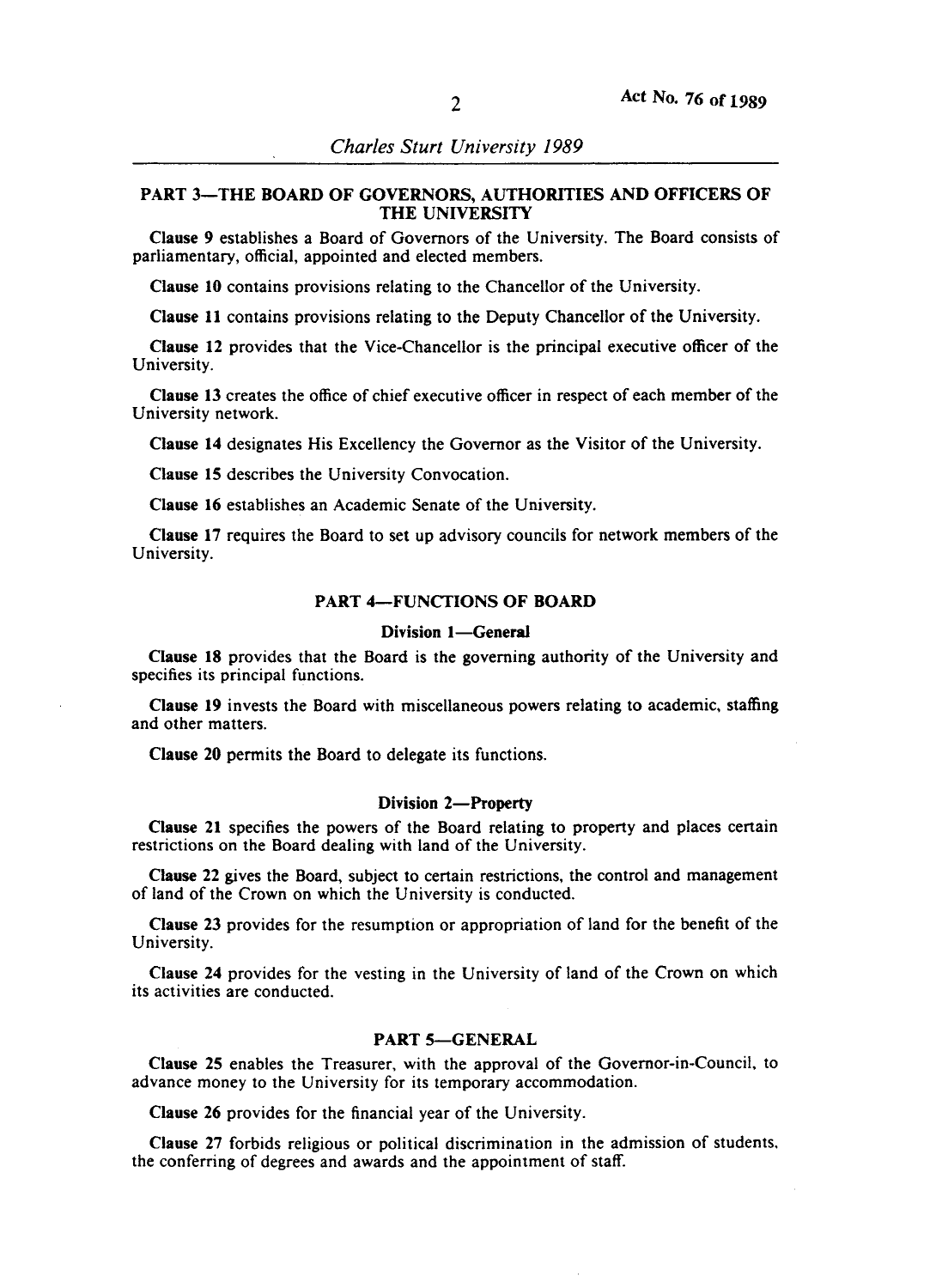## PART 3—THE BOARD OF GOVERNORS, AUTHORITIES AND OFFICERS OF THE UNIVERSITY

**Clause 9** establishes a Board of Governors of the University. The Board consists of parliamentary, official, appointed and elected members.

**Clause 10** contains provisions relating to the Chancellor of the University.

**Clause 11** contains provisions relating to the Deputy Chancellor of the University.

**Clause 12** provides that the Vice-Chancellor is the principal executive officer of the University.

**Clause 13** creates the office of chief executive officer in respect of each member of the University network.

**Clause 14** designates His Excellency the Governor as the Visitor of the University.

**Clause 15** describes the University Convocation.

**Clause 16** establishes an Academic Senate of the University.

**Clause 17** requires the Board to set up advisory councils for network members of the University.

## PART 4—FUNCTIONS OF BOARD

### Division 1—General

**Clause 18** provides that the Board is the governing authority of the University and specifies its principal functions.

**Clause 19** invests the Board with miscellaneous powers relating to academic, staffing and other matters.

**Clause 20** permits the Board to delegate its functions.

### Division 2—Property

**Clause 21** specifies the powers of the Board relating to property and places certain restrictions on the Board dealing with land of the University.

**Clause 22** gives the Board, subject to certain restrictions, the control and management of land of the Crown on which the University is conducted.

**Clause 23** provides for the resumption or appropriation of land for the benefit of the University.

**Clause 24** provides for the vesting in the University of land of the Crown on which its activities are conducted.

## PART 5—GENERAL

**Clause 25** enables the Treasurer, with the approval of the Governor-in-Council, to advance money to the University for its temporary accommodation.

**Clause 26** provides for the financial year of the University.

**Clause 27** forbids religious or political discrimination in the admission of students, the conferring of degrees and awards and the appointment of staff.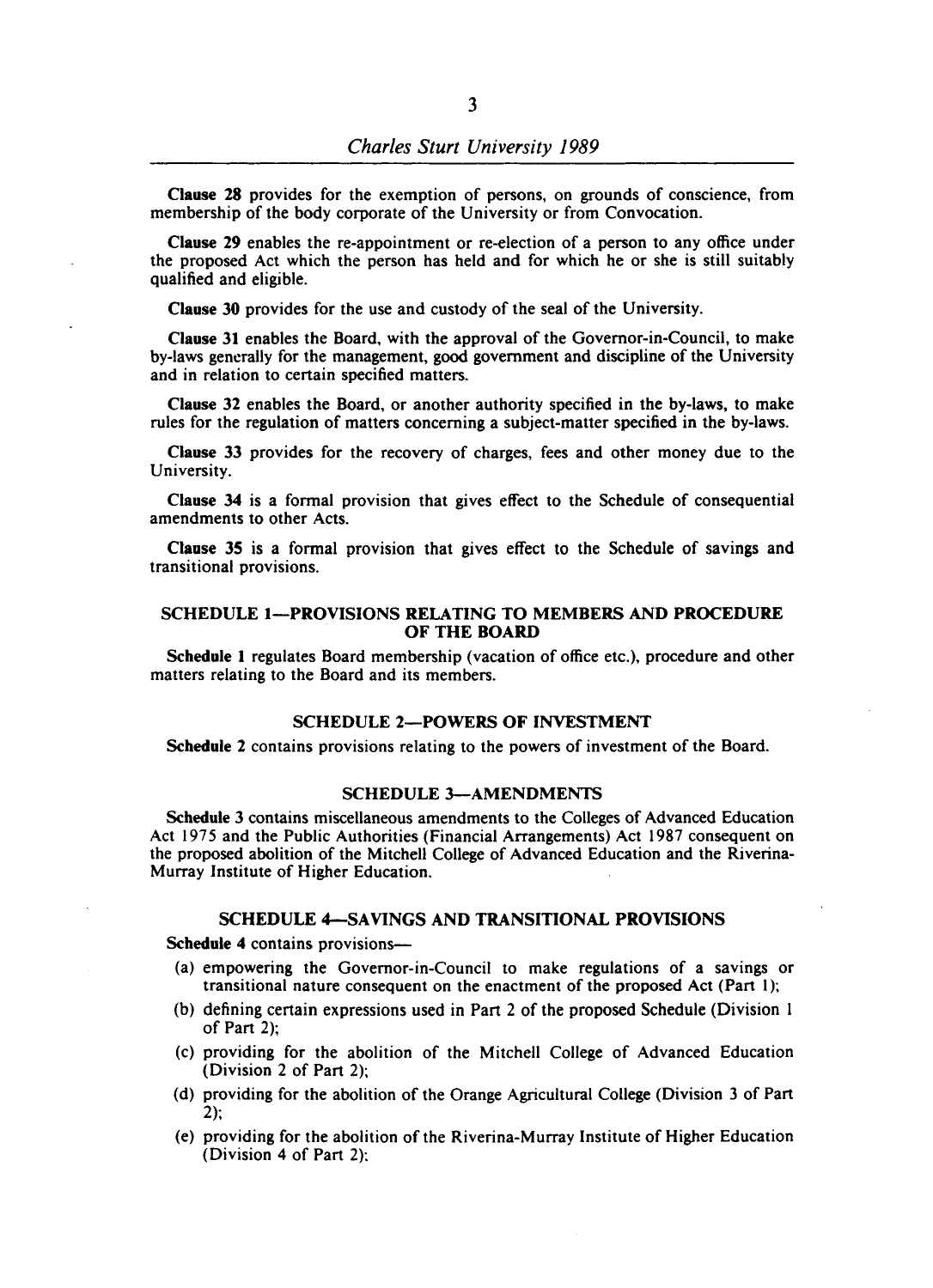**Clause 28** provides for the exemption of persons, on grounds of conscience, from membership of the body corporate of the University or from Convocation.

**Clause 29** enables the re-appointment or re-election of a person to any office under the proposed Act which the person has held and for which he or she is still suitably qualified and eligible.

**Clause 30** provides for the use and custody of the seal of the University.

**Clause 31** enables the Board, with the approval of the Governor-in-Council, to make by-laws generally for the management, good government and discipline of the University and in relation to certain specified matters.

**Clause 32** enables the Board, or another authority specified in the by-laws, to make rules for the regulation of matters concerning a subject-matter specified in the by-laws.

**Clause 33** provides for the recovery of charges, fees and other money due to the University.

**Clause 34** is a formal provision that gives effect to the Schedule of consequential amendments to other Acts.

**Clause 35** is a formal provision that gives effect to the Schedule of savings and transitional provisions.

## SCHEDULE 1—PROVISIONS RELATING TO MEMBERS AND PROCEDURE OF THE BOARD

**Schedule 1** regulates Board membership (vacation of office etc.), procedure and other matters relating to the Board and its members.

## SCHEDULE 2—POWERS OF INVESTMENT

**Schedule 2** contains provisions relating to the powers of investment of the Board.

## SCHEDULE 3—AMENDMENTS

**Schedule 3** contains miscellaneous amendments to the Colleges of Advanced Education Act 1975 and the Public Authorities (Financial Arrangements) Act 1987 consequent on the proposed abolition of the Mitchell College of Advanced Education and the Riverina-Murray Institute of Higher Education.

## SCHEDULE 4—SAVINGS AND TRANSITIONAL PROVISIONS

**Schedule 4** contains provisions—

(a) empowering the Governor-in-Council to make regulations of a savings or transitional nature consequent on the enactment of the proposed Act (Part 1);

(b) defining certain expressions used in Part 2 of the proposed Schedule (Division 1 of Part 2);

(c) providing for the abolition of the Mitchell College of Advanced Education (Division 2 of Part 2);

(d) providing for the abolition of the Orange Agricultural College (Division 3 of Part 2);

(e) providing for the abolition of the Riverina-Murray Institute of Higher Education (Division 4 of Part 2);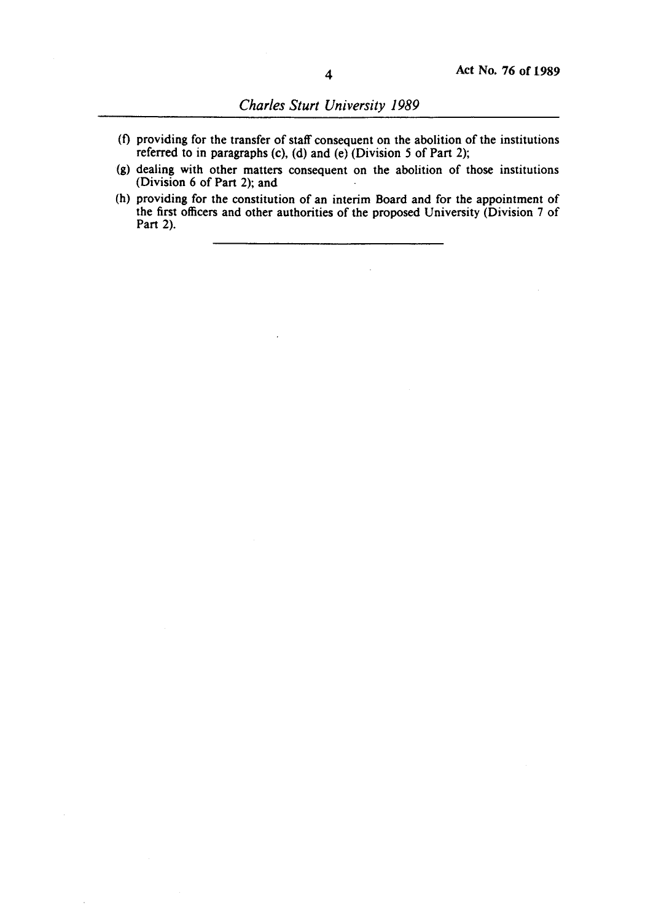(f) providing for the transfer of staff consequent on the abolition of the institutions referred to in paragraphs (c), (d) and (e) (Division 5 of Part 2);

(g) dealing with other matters consequent on the abolition of those institutions (Division 6 of Part 2); and

(h) providing for the constitution of an interim Board and for the appointment of the first officers and other authorities of the proposed University (Division 7 of Part 2).